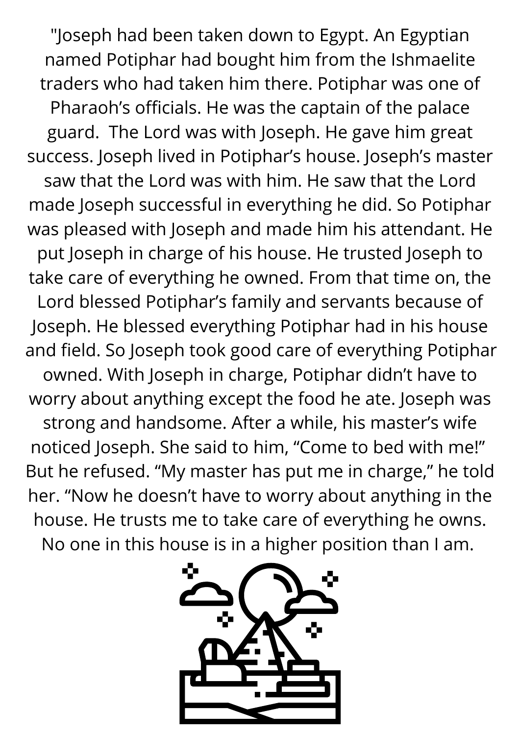"Joseph had been taken down to Egypt. An Egyptian named Potiphar had bought him from the Ishmaelite traders who had taken him there. Potiphar was one of Pharaoh's officials. He was the captain of the palace guard. The Lord was with Joseph. He gave him great success. Joseph lived in Potiphar's house. Joseph's master saw that the Lord was with him. He saw that the Lord made Joseph successful in everything he did. So Potiphar was pleased with Joseph and made him his attendant. He put Joseph in charge of his house. He trusted Joseph to take care of everything he owned. From that time on, the Lord blessed Potiphar's family and servants because of Joseph. He blessed everything Potiphar had in his house and field. So Joseph took good care of everything Potiphar owned. With Joseph in charge, Potiphar didn't have to worry about anything except the food he ate. Joseph was strong and handsome. After a while, his master's wife noticed Joseph. She said to him, "Come to bed with me!" But he refused. "My master has put me in charge," he told her. "Now he doesn't have to worry about anything in the house. He trusts me to take care of everything he owns. No one in this house is in a higher position than I am.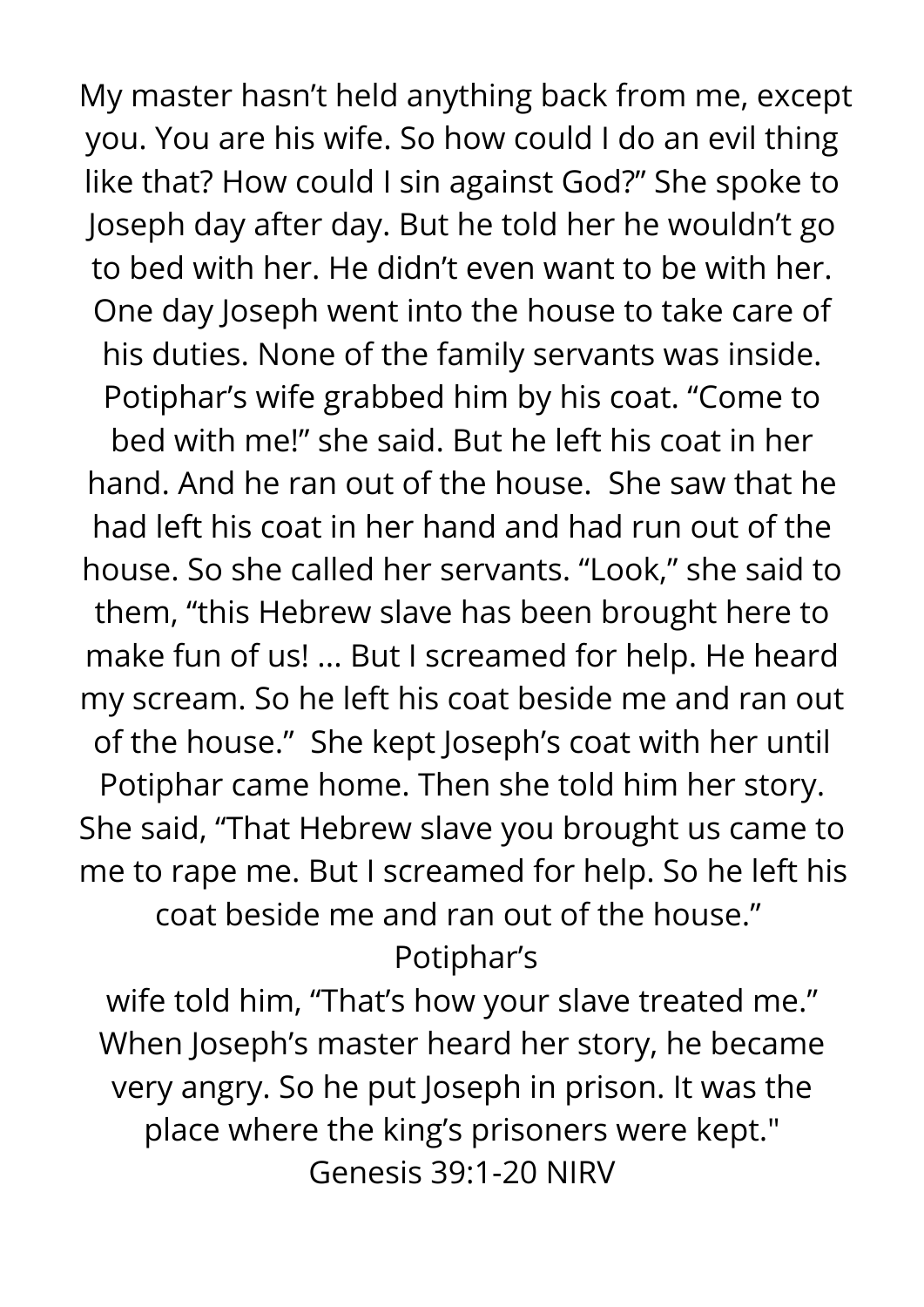My master hasn’t held anything back from me, except you. You are his wife. So how could I do an evil thing like that? How could I sin against God?” She spoke to Joseph day after day. But he told her he wouldn’t go to bed with her. He didn’t even want to be with her. One day Joseph went into the house to take care of his duties. None of the family servants was inside. Potiphar’s wife grabbed him by his coat. “Come to bed with me!” she said. But he left his coat in her hand. And he ran out of the house. She saw that he had left his coat in her hand and had run out of the house. So she called her servants. “Look,” she said to them, “this Hebrew slave has been brought here to make fun of us! ... But I screamed for help. He heard my scream. So he left his coat beside me and ran out of the house.” She kept Joseph’s coat with her until Potiphar came home. Then she told him her story. She said, “That Hebrew slave you brought us came to me to rape me. But I screamed for help. So he left his coat beside me and ran out of the house.” Potiphar’s wife told him, “That’s how your slave treated me.” When Joseph’s master heard her story, he became very angry. So he put Joseph in prison. It was the place where the king’s prisoners were kept."

Genesis 39:1-20 NIRV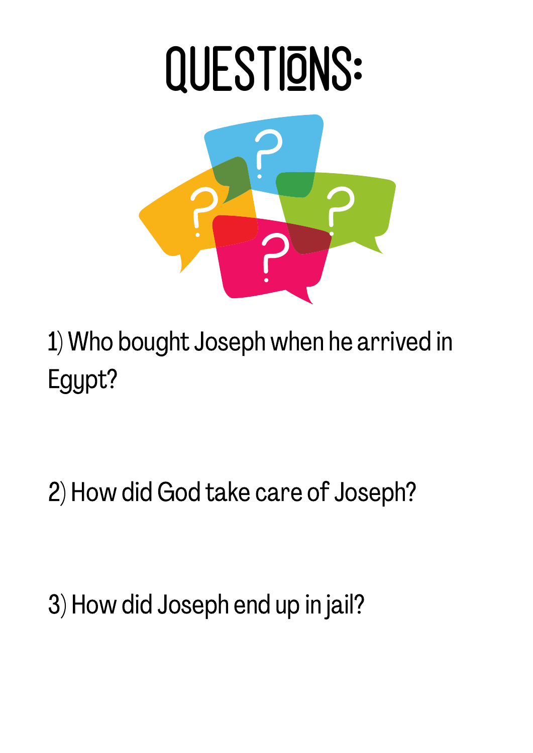# QUESTIONS:

1) Who bought Joseph when he arrived in Egypt?

2) How did God take care of Joseph?

3) How did Joseph end up in jail?